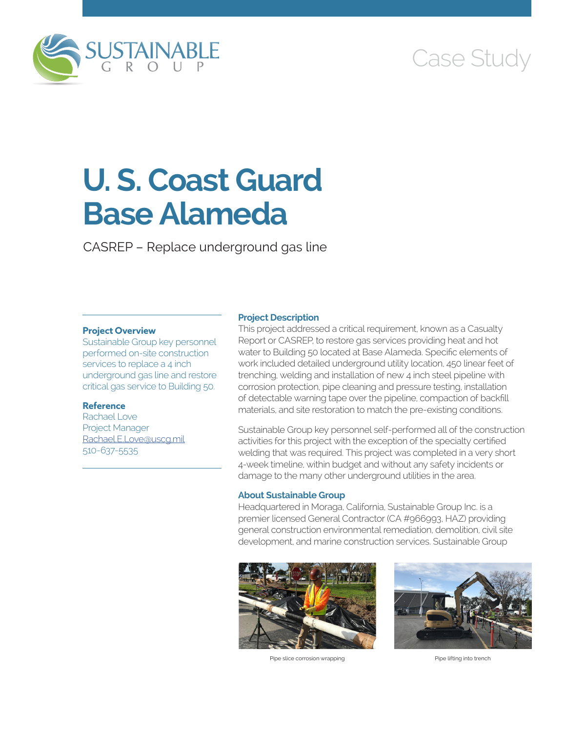Case Study

# U. S. Coast Guard Base Alameda

CASREP – Replace underground gas line

### Project Overview

Sustainable Group key personnel performed on-site construction services to replace a 4 inch underground gas line and restore critical gas service to Building 50.

### Reference

Rachael Love
Project Manager
Rachael.E.Love@uscg.mil
510-637-5535

### Project Description

This project addressed a critical requirement, known as a Casualty Report or CASREP, to restore gas services providing heat and hot water to Building 50 located at Base Alameda. Specific elements of work included detailed underground utility location, 450 linear feet of trenching, welding and installation of new 4 inch steel pipeline with corrosion protection, pipe cleaning and pressure testing, installation of detectable warning tape over the pipeline, compaction of backfill materials, and site restoration to match the pre-existing conditions.

Sustainable Group key personnel self-performed all of the construction activities for this project with the exception of the specialty certified welding that was required. This project was completed in a very short 4-week timeline, within budget and without any safety incidents or damage to the many other underground utilities in the area.

### About Sustainable Group

Headquartered in Moraga, California, Sustainable Group Inc. is a premier licensed General Contractor (CA #966993, HAZ) providing general construction environmental remediation, demolition, civil site development, and marine construction services. Sustainable Group

Pipe slice corrosion wrapping

Pipe lifting into trench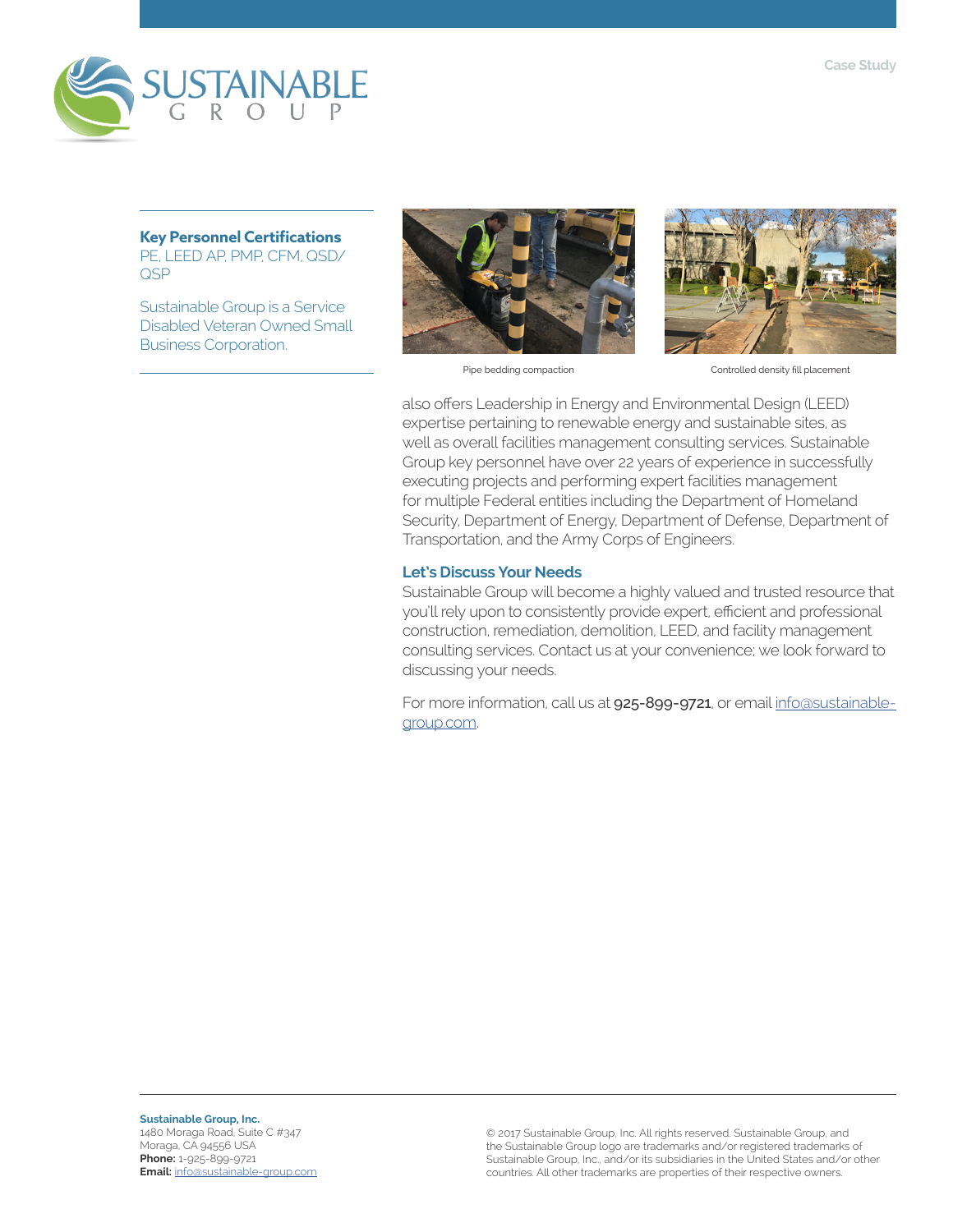Case Study

**Key Personnel Certifications**
PE, LEED AP, PMP, CFM, QSD/QSP

Sustainable Group is a Service Disabled Veteran Owned Small Business Corporation.

Pipe bedding compaction

Controlled density fill placement

also offers Leadership in Energy and Environmental Design (LEED) expertise pertaining to renewable energy and sustainable sites, as well as overall facilities management consulting services. Sustainable Group key personnel have over 22 years of experience in successfully executing projects and performing expert facilities management for multiple Federal entities including the Department of Homeland Security, Department of Energy, Department of Defense, Department of Transportation, and the Army Corps of Engineers.

### Let's Discuss Your Needs

Sustainable Group will become a highly valued and trusted resource that you'll rely upon to consistently provide expert, efficient and professional construction, remediation, demolition, LEED, and facility management consulting services. Contact us at your convenience; we look forward to discussing your needs.

For more information, call us at **925-899-9721**, or email info@sustainable-group.com.

**Sustainable Group, Inc.**
1480 Moraga Road, Suite C #347
Moraga, CA 94556 USA
**Phone:** 1-925-899-9721
**Email:** info@sustainable-group.com

© 2017 Sustainable Group, Inc. All rights reserved. Sustainable Group, and the Sustainable Group logo are trademarks and/or registered trademarks of Sustainable Group, Inc., and/or its subsidiaries in the United States and/or other countries. All other trademarks are properties of their respective owners.